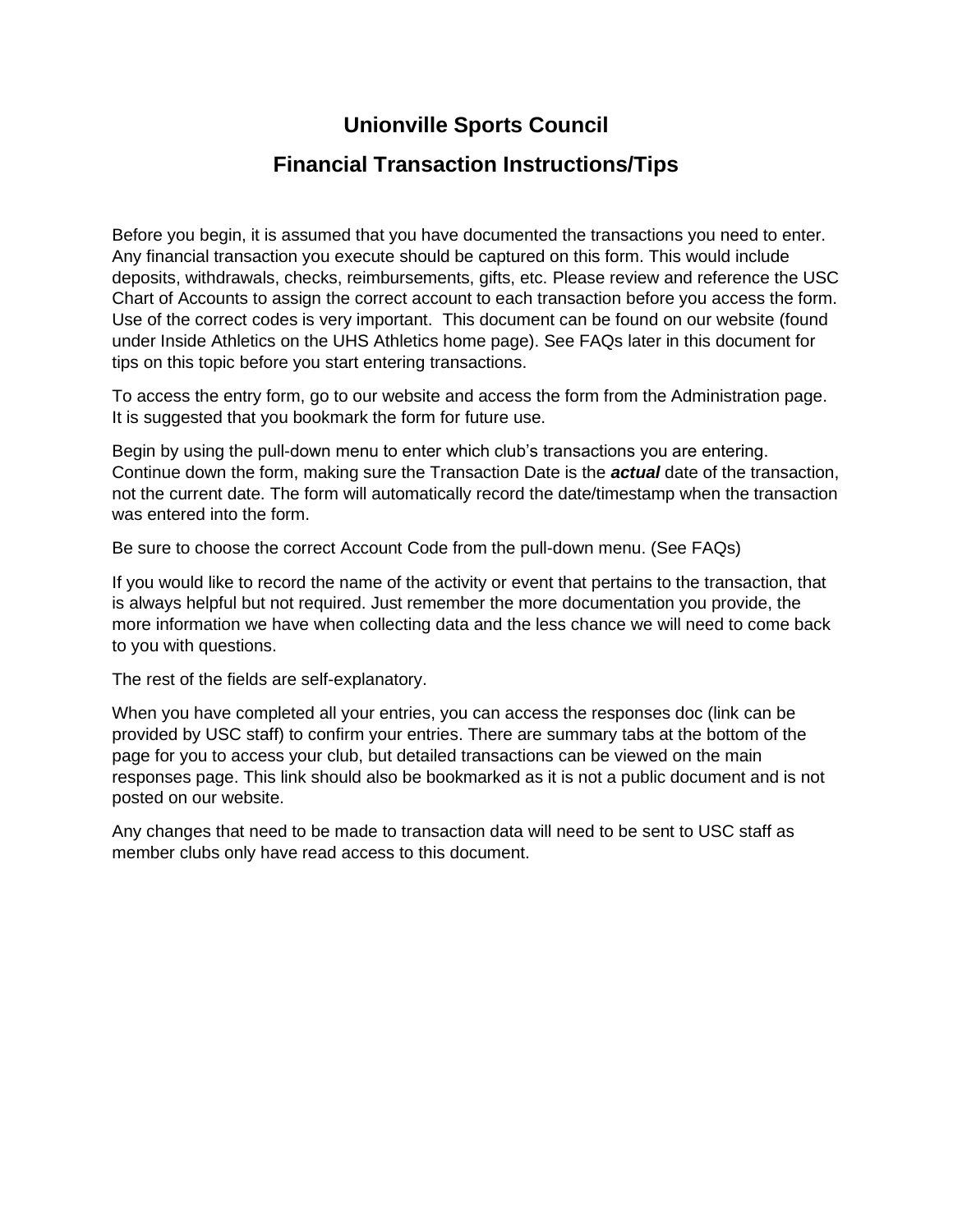# Unionville Sports Council

## Financial Transaction Instructions/Tips

Before you begin, it is assumed that you have documented the transactions you need to enter. Any financial transaction you execute should be captured on this form. This would include deposits, withdrawals, checks, reimbursements, gifts, etc. Please review and reference the USC Chart of Accounts to assign the correct account to each transaction before you access the form. Use of the correct codes is very important. This document can be found on our website (found under Inside Athletics on the UHS Athletics home page). See FAQs later in this document for tips on this topic before you start entering transactions.

To access the entry form, go to our website and access the form from the Administration page. It is suggested that you bookmark the form for future use.

Begin by using the pull-down menu to enter which club's transactions you are entering. Continue down the form, making sure the Transaction Date is the ***actual*** date of the transaction, not the current date. The form will automatically record the date/timestamp when the transaction was entered into the form.

Be sure to choose the correct Account Code from the pull-down menu. (See FAQs)

If you would like to record the name of the activity or event that pertains to the transaction, that is always helpful but not required. Just remember the more documentation you provide, the more information we have when collecting data and the less chance we will need to come back to you with questions.

The rest of the fields are self-explanatory.

When you have completed all your entries, you can access the responses doc (link can be provided by USC staff) to confirm your entries. There are summary tabs at the bottom of the page for you to access your club, but detailed transactions can be viewed on the main responses page. This link should also be bookmarked as it is not a public document and is not posted on our website.

Any changes that need to be made to transaction data will need to be sent to USC staff as member clubs only have read access to this document.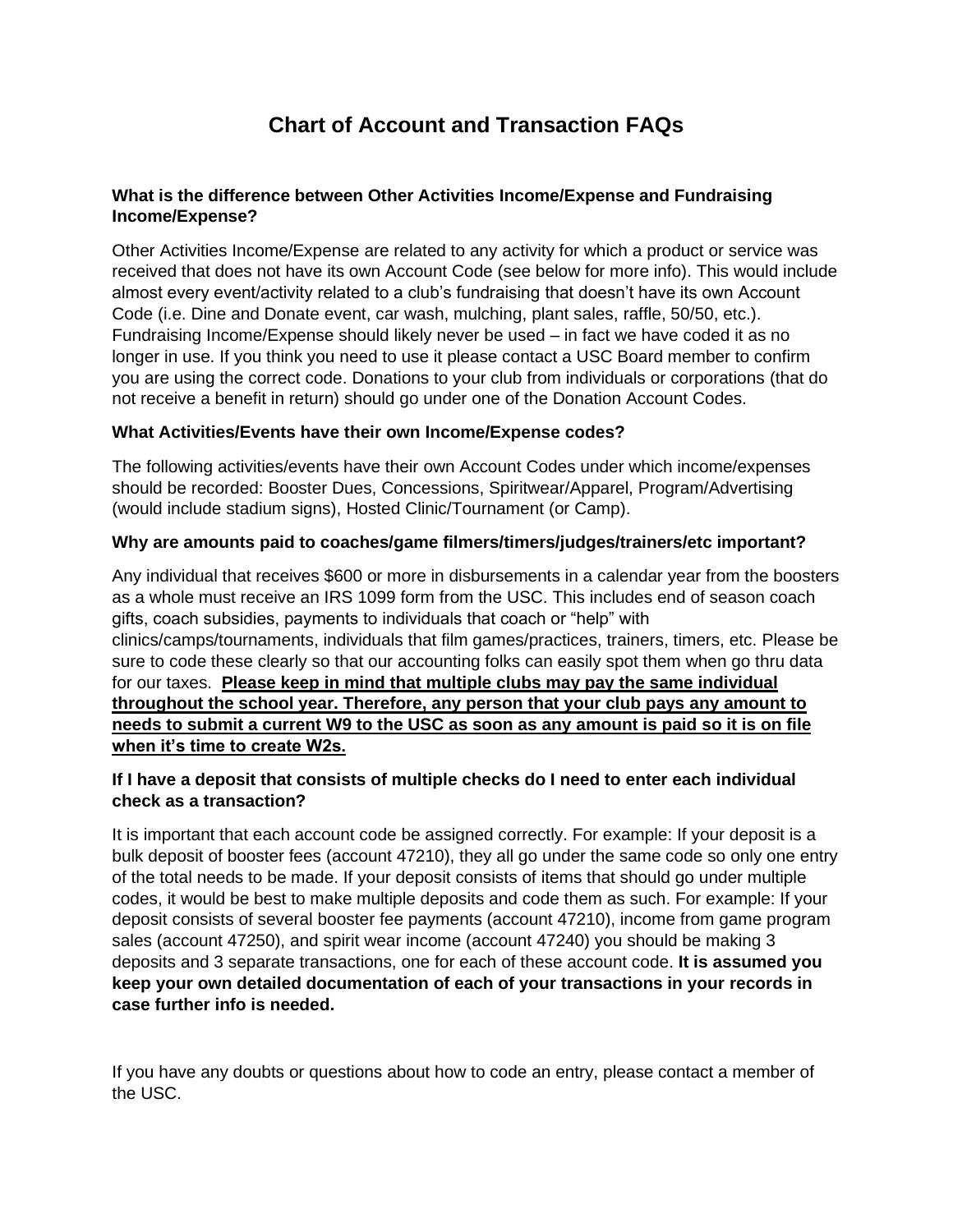# Chart of Account and Transaction FAQs

**What is the difference between Other Activities Income/Expense and Fundraising Income/Expense?**

Other Activities Income/Expense are related to any activity for which a product or service was received that does not have its own Account Code (see below for more info). This would include almost every event/activity related to a club's fundraising that doesn't have its own Account Code (i.e. Dine and Donate event, car wash, mulching, plant sales, raffle, 50/50, etc.). Fundraising Income/Expense should likely never be used – in fact we have coded it as no longer in use. If you think you need to use it please contact a USC Board member to confirm you are using the correct code. Donations to your club from individuals or corporations (that do not receive a benefit in return) should go under one of the Donation Account Codes.

**What Activities/Events have their own Income/Expense codes?**

The following activities/events have their own Account Codes under which income/expenses should be recorded: Booster Dues, Concessions, Spiritwear/Apparel, Program/Advertising (would include stadium signs), Hosted Clinic/Tournament (or Camp).

**Why are amounts paid to coaches/game filmers/timers/judges/trainers/etc important?**

Any individual that receives $600 or more in disbursements in a calendar year from the boosters as a whole must receive an IRS 1099 form from the USC. This includes end of season coach gifts, coach subsidies, payments to individuals that coach or "help" with clinics/camps/tournaments, individuals that film games/practices, trainers, timers, etc. Please be sure to code these clearly so that our accounting folks can easily spot them when go thru data for our taxes. <u>**Please keep in mind that multiple clubs may pay the same individual throughout the school year. Therefore, any person that your club pays any amount to needs to submit a current W9 to the USC as soon as any amount is paid so it is on file when it's time to create W2s.**</u>

**If I have a deposit that consists of multiple checks do I need to enter each individual check as a transaction?**

It is important that each account code be assigned correctly. For example: If your deposit is a bulk deposit of booster fees (account 47210), they all go under the same code so only one entry of the total needs to be made. If your deposit consists of items that should go under multiple codes, it would be best to make multiple deposits and code them as such. For example: If your deposit consists of several booster fee payments (account 47210), income from game program sales (account 47250), and spirit wear income (account 47240) you should be making 3 deposits and 3 separate transactions, one for each of these account code. **It is assumed you keep your own detailed documentation of each of your transactions in your records in case further info is needed.**

If you have any doubts or questions about how to code an entry, please contact a member of the USC.